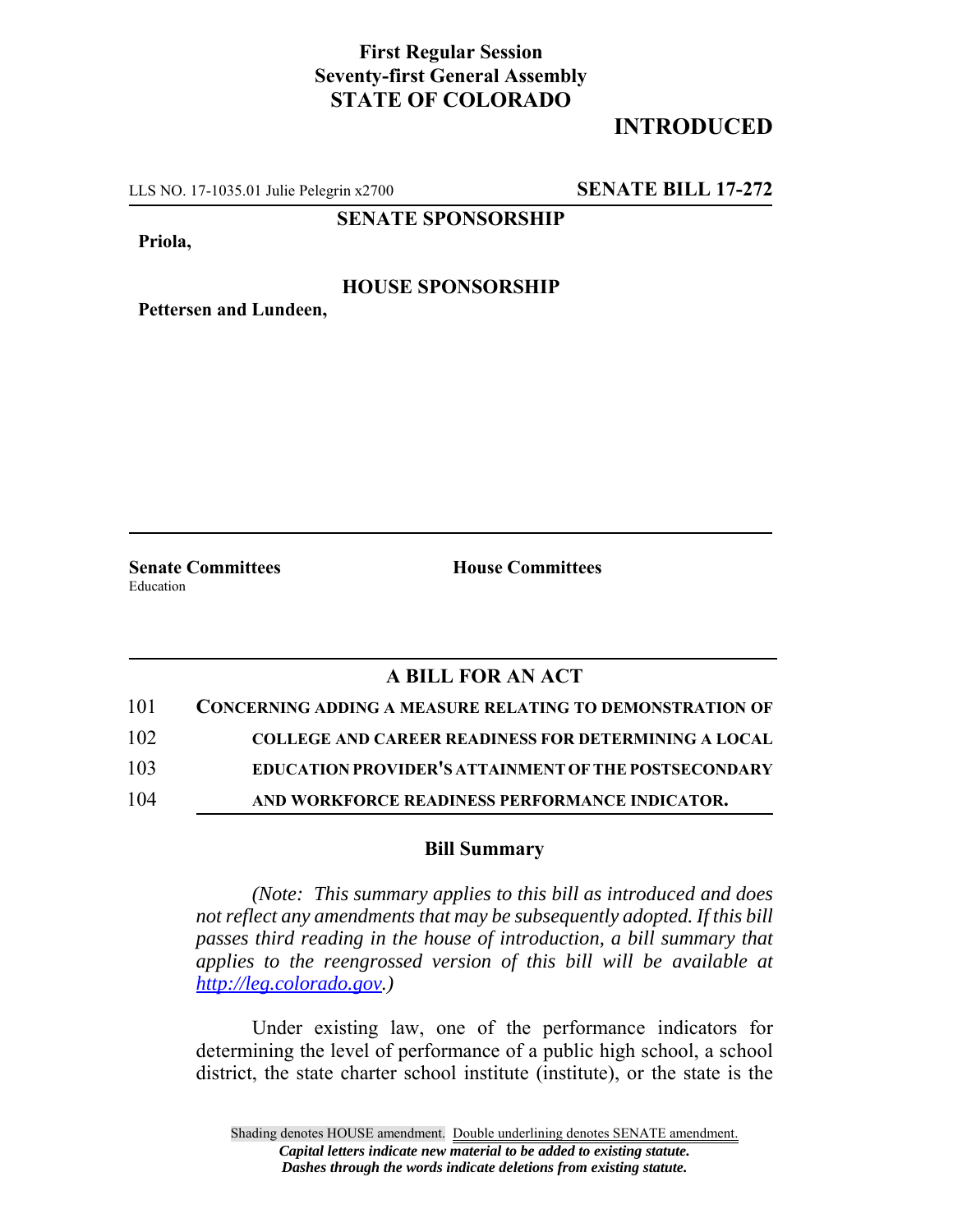**First Regular Session**
**Seventy-first General Assembly**
**STATE OF COLORADO**

# INTRODUCED

LLS NO. 17-1035.01 Julie Pelegrin x2700 **SENATE BILL 17-272**

**SENATE SPONSORSHIP**

**Priola,**

**HOUSE SPONSORSHIP**

**Pettersen and Lundeen,**

**Senate Committees**
Education

**House Committees**

## A BILL FOR AN ACT

101 **CONCERNING ADDING A MEASURE RELATING TO DEMONSTRATION OF**
102 **COLLEGE AND CAREER READINESS FOR DETERMINING A LOCAL**
103 **EDUCATION PROVIDER'S ATTAINMENT OF THE POSTSECONDARY**
104 **AND WORKFORCE READINESS PERFORMANCE INDICATOR.**

### Bill Summary

*(Note: This summary applies to this bill as introduced and does not reflect any amendments that may be subsequently adopted. If this bill passes third reading in the house of introduction, a bill summary that applies to the reengrossed version of this bill will be available at http://leg.colorado.gov.)*

Under existing law, one of the performance indicators for determining the level of performance of a public high school, a school district, the state charter school institute (institute), or the state is the

Shading denotes HOUSE amendment. Double underlining denotes SENATE amendment.
*Capital letters indicate new material to be added to existing statute.*
*Dashes through the words indicate deletions from existing statute.*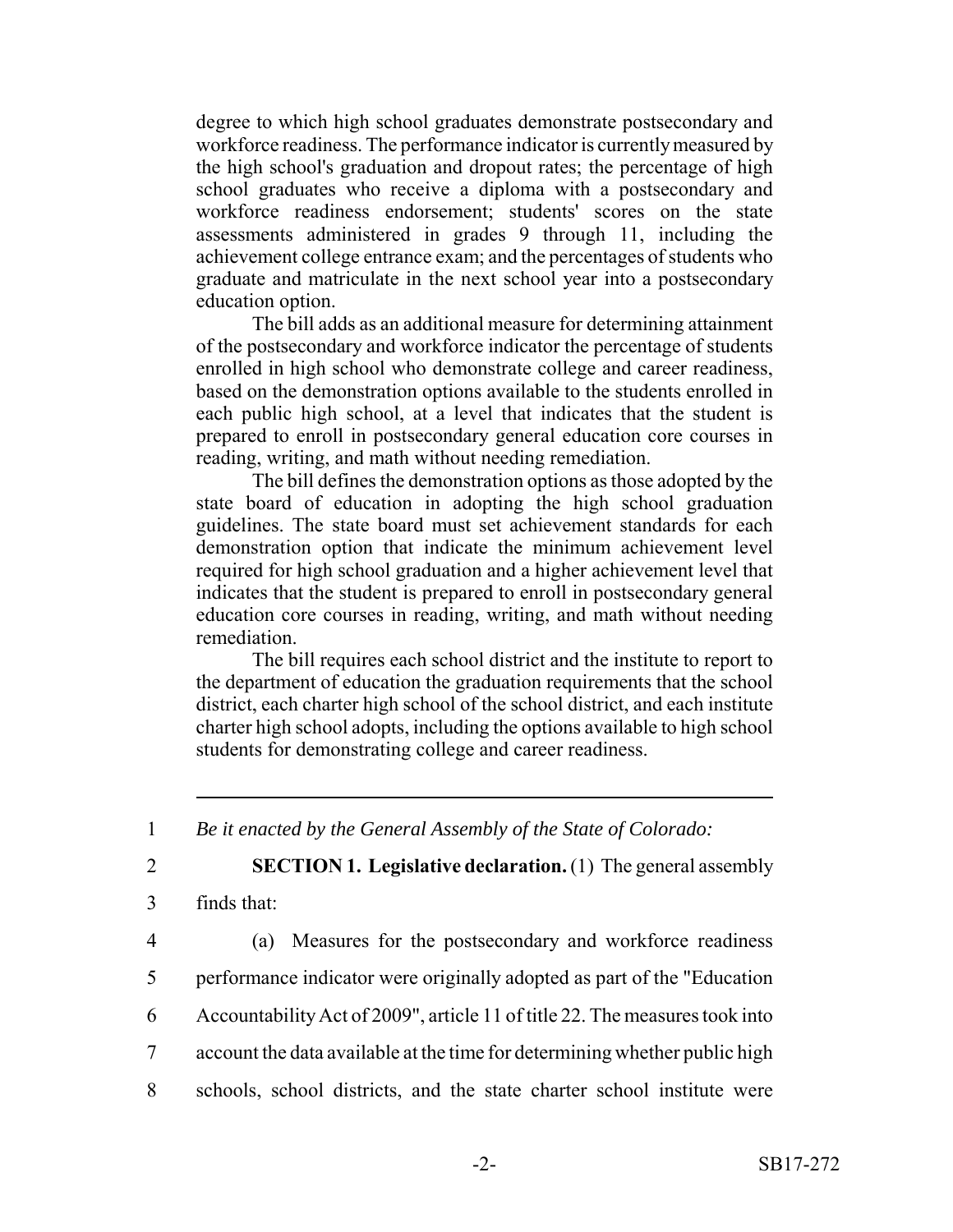degree to which high school graduates demonstrate postsecondary and workforce readiness. The performance indicator is currently measured by the high school's graduation and dropout rates; the percentage of high school graduates who receive a diploma with a postsecondary and workforce readiness endorsement; students' scores on the state assessments administered in grades 9 through 11, including the achievement college entrance exam; and the percentages of students who graduate and matriculate in the next school year into a postsecondary education option.

The bill adds as an additional measure for determining attainment of the postsecondary and workforce indicator the percentage of students enrolled in high school who demonstrate college and career readiness, based on the demonstration options available to the students enrolled in each public high school, at a level that indicates that the student is prepared to enroll in postsecondary general education core courses in reading, writing, and math without needing remediation.

The bill defines the demonstration options as those adopted by the state board of education in adopting the high school graduation guidelines. The state board must set achievement standards for each demonstration option that indicate the minimum achievement level required for high school graduation and a higher achievement level that indicates that the student is prepared to enroll in postsecondary general education core courses in reading, writing, and math without needing remediation.

The bill requires each school district and the institute to report to the department of education the graduation requirements that the school district, each charter high school of the school district, and each institute charter high school adopts, including the options available to high school students for demonstrating college and career readiness.

---

1 *Be it enacted by the General Assembly of the State of Colorado:*

2 **SECTION 1. Legislative declaration.** (1) The general assembly

3 finds that:

4 (a) Measures for the postsecondary and workforce readiness

5 performance indicator were originally adopted as part of the "Education

6 Accountability Act of 2009", article 11 of title 22. The measures took into

7 account the data available at the time for determining whether public high

8 schools, school districts, and the state charter school institute were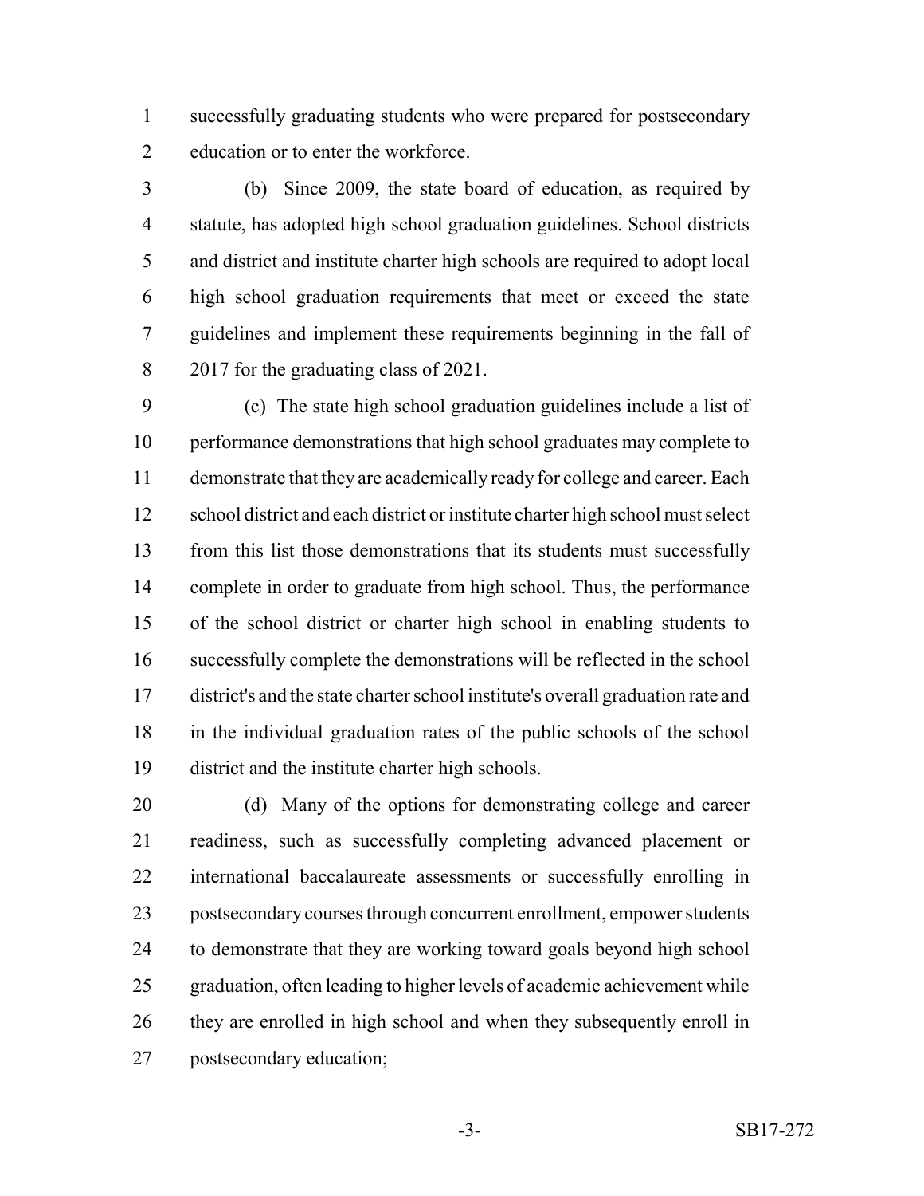successfully graduating students who were prepared for postsecondary education or to enter the workforce.

(b) Since 2009, the state board of education, as required by statute, has adopted high school graduation guidelines. School districts and district and institute charter high schools are required to adopt local high school graduation requirements that meet or exceed the state guidelines and implement these requirements beginning in the fall of 2017 for the graduating class of 2021.

(c) The state high school graduation guidelines include a list of performance demonstrations that high school graduates may complete to demonstrate that they are academically ready for college and career. Each school district and each district or institute charter high school must select from this list those demonstrations that its students must successfully complete in order to graduate from high school. Thus, the performance of the school district or charter high school in enabling students to successfully complete the demonstrations will be reflected in the school district's and the state charter school institute's overall graduation rate and in the individual graduation rates of the public schools of the school district and the institute charter high schools.

(d) Many of the options for demonstrating college and career readiness, such as successfully completing advanced placement or international baccalaureate assessments or successfully enrolling in postsecondary courses through concurrent enrollment, empower students to demonstrate that they are working toward goals beyond high school graduation, often leading to higher levels of academic achievement while they are enrolled in high school and when they subsequently enroll in postsecondary education;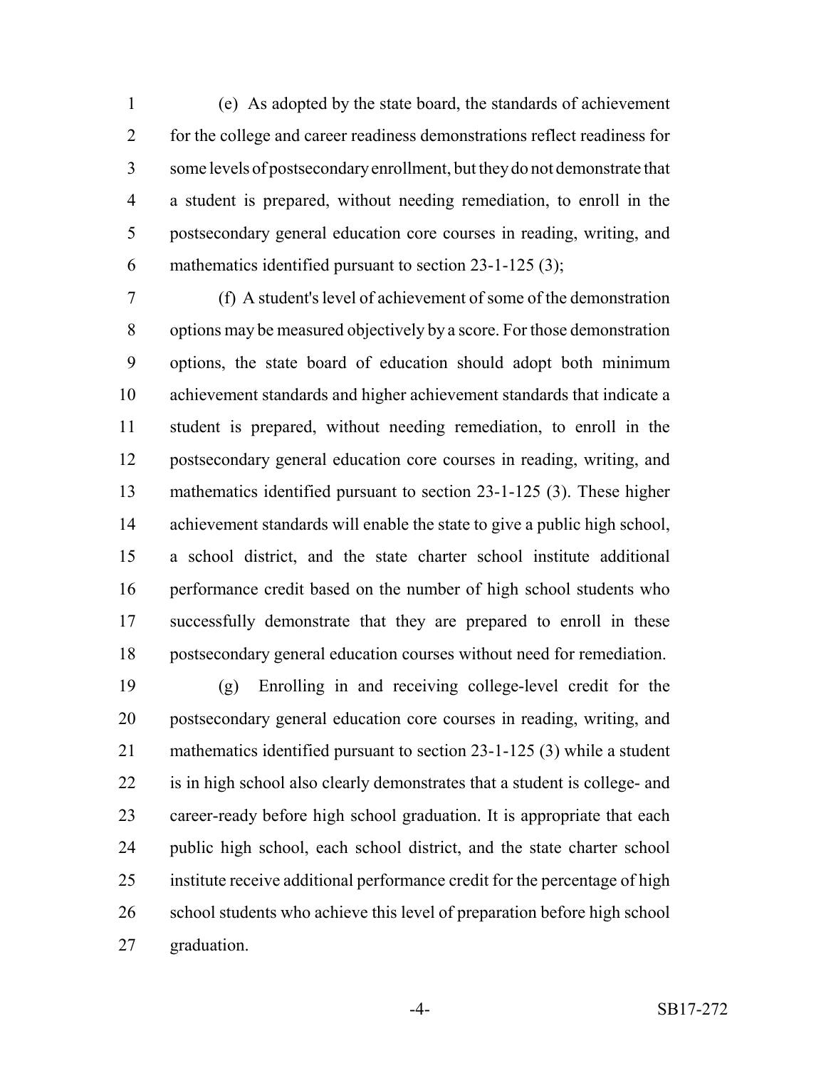(e) As adopted by the state board, the standards of achievement for the college and career readiness demonstrations reflect readiness for some levels of postsecondary enrollment, but they do not demonstrate that a student is prepared, without needing remediation, to enroll in the postsecondary general education core courses in reading, writing, and mathematics identified pursuant to section 23-1-125 (3);

(f) A student's level of achievement of some of the demonstration options may be measured objectively by a score. For those demonstration options, the state board of education should adopt both minimum achievement standards and higher achievement standards that indicate a student is prepared, without needing remediation, to enroll in the postsecondary general education core courses in reading, writing, and mathematics identified pursuant to section 23-1-125 (3). These higher achievement standards will enable the state to give a public high school, a school district, and the state charter school institute additional performance credit based on the number of high school students who successfully demonstrate that they are prepared to enroll in these postsecondary general education courses without need for remediation.

(g) Enrolling in and receiving college-level credit for the postsecondary general education core courses in reading, writing, and mathematics identified pursuant to section 23-1-125 (3) while a student is in high school also clearly demonstrates that a student is college- and career-ready before high school graduation. It is appropriate that each public high school, each school district, and the state charter school institute receive additional performance credit for the percentage of high school students who achieve this level of preparation before high school graduation.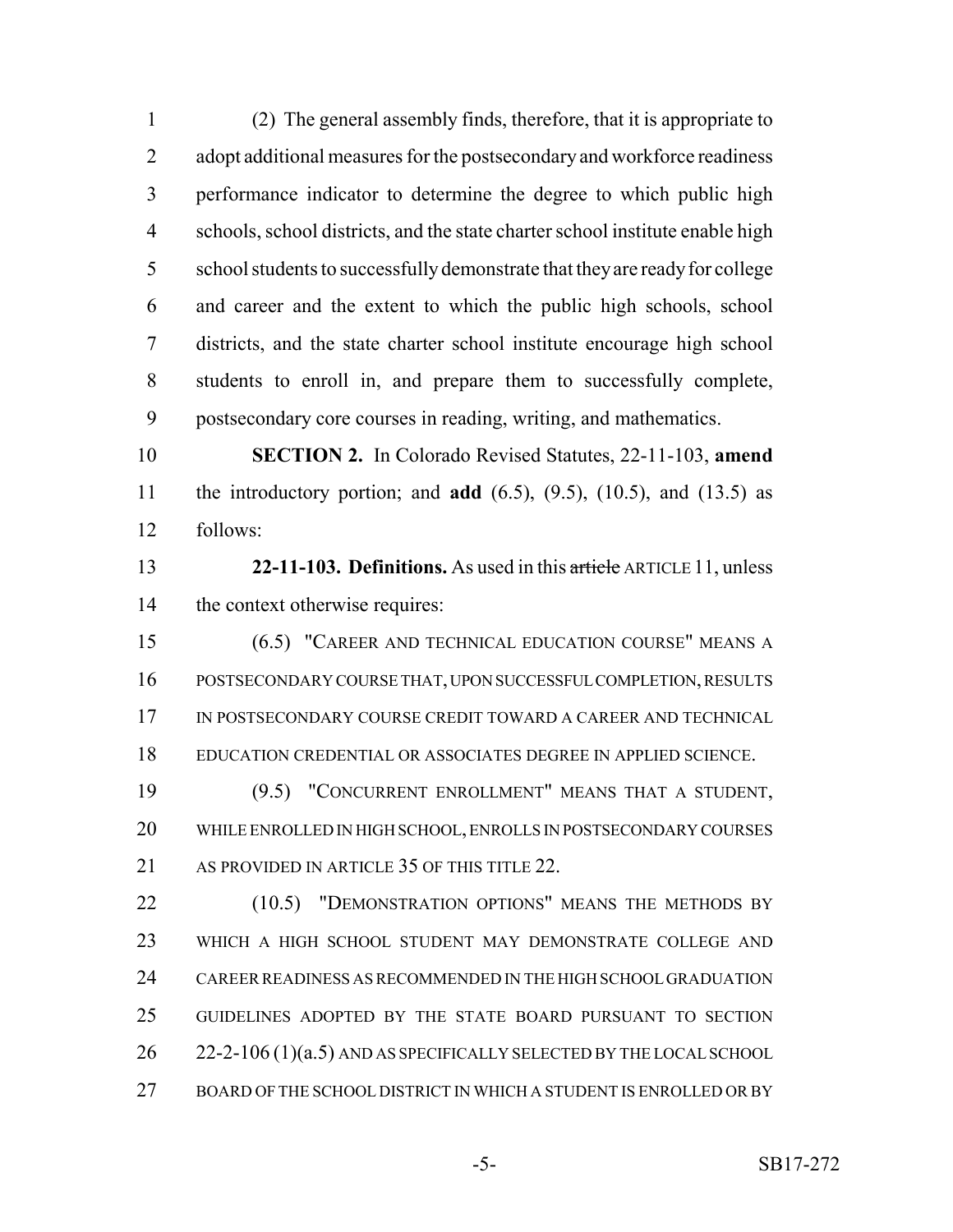(2) The general assembly finds, therefore, that it is appropriate to adopt additional measures for the postsecondary and workforce readiness performance indicator to determine the degree to which public high schools, school districts, and the state charter school institute enable high school students to successfully demonstrate that they are ready for college and career and the extent to which the public high schools, school districts, and the state charter school institute encourage high school students to enroll in, and prepare them to successfully complete, postsecondary core courses in reading, writing, and mathematics.

**SECTION 2.** In Colorado Revised Statutes, 22-11-103, **amend** the introductory portion; and **add** (6.5), (9.5), (10.5), and (13.5) as follows:

**22-11-103. Definitions.** As used in this ~~article~~ ARTICLE 11, unless the context otherwise requires:

(6.5) "CAREER AND TECHNICAL EDUCATION COURSE" MEANS A POSTSECONDARY COURSE THAT, UPON SUCCESSFUL COMPLETION, RESULTS IN POSTSECONDARY COURSE CREDIT TOWARD A CAREER AND TECHNICAL EDUCATION CREDENTIAL OR ASSOCIATES DEGREE IN APPLIED SCIENCE.

(9.5) "CONCURRENT ENROLLMENT" MEANS THAT A STUDENT, WHILE ENROLLED IN HIGH SCHOOL, ENROLLS IN POSTSECONDARY COURSES AS PROVIDED IN ARTICLE 35 OF THIS TITLE 22.

(10.5) "DEMONSTRATION OPTIONS" MEANS THE METHODS BY WHICH A HIGH SCHOOL STUDENT MAY DEMONSTRATE COLLEGE AND CAREER READINESS AS RECOMMENDED IN THE HIGH SCHOOL GRADUATION GUIDELINES ADOPTED BY THE STATE BOARD PURSUANT TO SECTION 22-2-106 (1)(a.5) AND AS SPECIFICALLY SELECTED BY THE LOCAL SCHOOL BOARD OF THE SCHOOL DISTRICT IN WHICH A STUDENT IS ENROLLED OR BY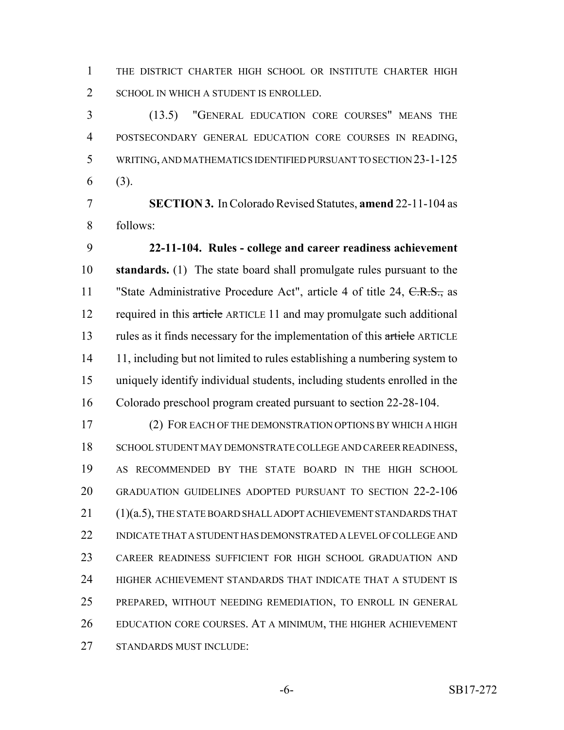THE DISTRICT CHARTER HIGH SCHOOL OR INSTITUTE CHARTER HIGH SCHOOL IN WHICH A STUDENT IS ENROLLED.

(13.5) "GENERAL EDUCATION CORE COURSES" MEANS THE POSTSECONDARY GENERAL EDUCATION CORE COURSES IN READING, WRITING, AND MATHEMATICS IDENTIFIED PURSUANT TO SECTION 23-1-125 (3).

**SECTION 3.** In Colorado Revised Statutes, **amend** 22-11-104 as follows:

**22-11-104. Rules - college and career readiness achievement standards.** (1) The state board shall promulgate rules pursuant to the "State Administrative Procedure Act", article 4 of title 24, ~~C.R.S.,~~ as required in this ~~article~~ ARTICLE 11 and may promulgate such additional rules as it finds necessary for the implementation of this ~~article~~ ARTICLE 11, including but not limited to rules establishing a numbering system to uniquely identify individual students, including students enrolled in the Colorado preschool program created pursuant to section 22-28-104.

(2) FOR EACH OF THE DEMONSTRATION OPTIONS BY WHICH A HIGH SCHOOL STUDENT MAY DEMONSTRATE COLLEGE AND CAREER READINESS, AS RECOMMENDED BY THE STATE BOARD IN THE HIGH SCHOOL GRADUATION GUIDELINES ADOPTED PURSUANT TO SECTION 22-2-106 (1)(a.5), THE STATE BOARD SHALL ADOPT ACHIEVEMENT STANDARDS THAT INDICATE THAT A STUDENT HAS DEMONSTRATED A LEVEL OF COLLEGE AND CAREER READINESS SUFFICIENT FOR HIGH SCHOOL GRADUATION AND HIGHER ACHIEVEMENT STANDARDS THAT INDICATE THAT A STUDENT IS PREPARED, WITHOUT NEEDING REMEDIATION, TO ENROLL IN GENERAL EDUCATION CORE COURSES. AT A MINIMUM, THE HIGHER ACHIEVEMENT STANDARDS MUST INCLUDE: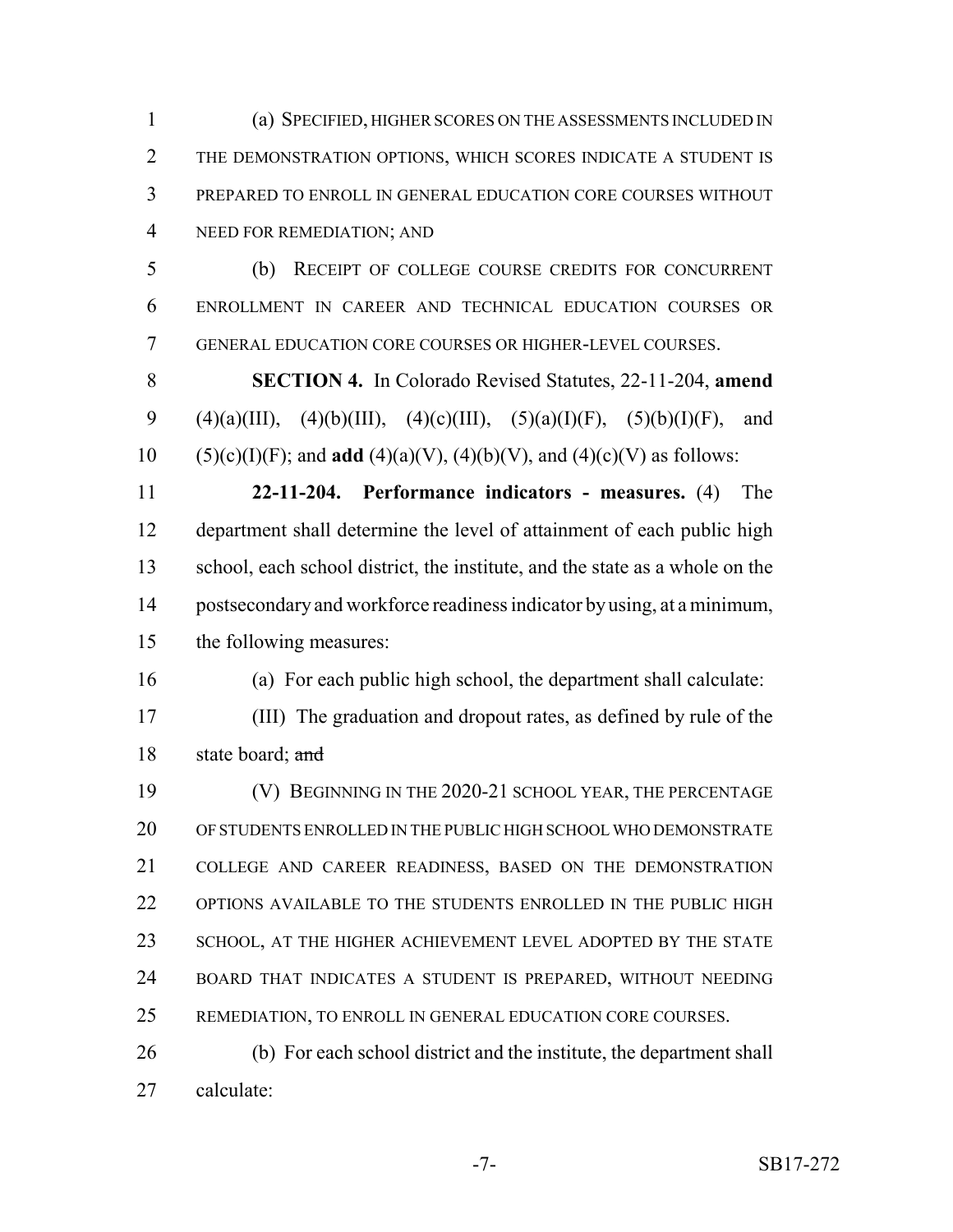(a) SPECIFIED, HIGHER SCORES ON THE ASSESSMENTS INCLUDED IN THE DEMONSTRATION OPTIONS, WHICH SCORES INDICATE A STUDENT IS PREPARED TO ENROLL IN GENERAL EDUCATION CORE COURSES WITHOUT NEED FOR REMEDIATION; AND

(b) RECEIPT OF COLLEGE COURSE CREDITS FOR CONCURRENT ENROLLMENT IN CAREER AND TECHNICAL EDUCATION COURSES OR GENERAL EDUCATION CORE COURSES OR HIGHER-LEVEL COURSES.

**SECTION 4.** In Colorado Revised Statutes, 22-11-204, **amend** (4)(a)(III), (4)(b)(III), (4)(c)(III), (5)(a)(I)(F), (5)(b)(I)(F), and (5)(c)(I)(F); and **add** (4)(a)(V), (4)(b)(V), and (4)(c)(V) as follows:

**22-11-204. Performance indicators - measures.** (4) The department shall determine the level of attainment of each public high school, each school district, the institute, and the state as a whole on the postsecondary and workforce readiness indicator by using, at a minimum, the following measures:

(a) For each public high school, the department shall calculate:

(III) The graduation and dropout rates, as defined by rule of the state board; ~~and~~

(V) BEGINNING IN THE 2020-21 SCHOOL YEAR, THE PERCENTAGE OF STUDENTS ENROLLED IN THE PUBLIC HIGH SCHOOL WHO DEMONSTRATE COLLEGE AND CAREER READINESS, BASED ON THE DEMONSTRATION OPTIONS AVAILABLE TO THE STUDENTS ENROLLED IN THE PUBLIC HIGH SCHOOL, AT THE HIGHER ACHIEVEMENT LEVEL ADOPTED BY THE STATE BOARD THAT INDICATES A STUDENT IS PREPARED, WITHOUT NEEDING REMEDIATION, TO ENROLL IN GENERAL EDUCATION CORE COURSES.

(b) For each school district and the institute, the department shall calculate: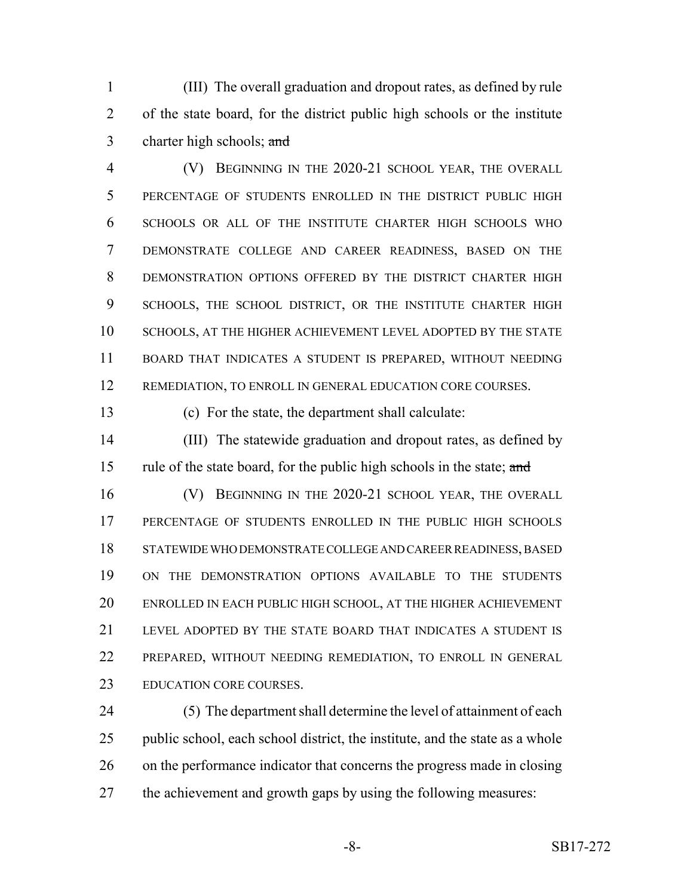(III) The overall graduation and dropout rates, as defined by rule of the state board, for the district public high schools or the institute charter high schools; ~~and~~

(V) BEGINNING IN THE 2020-21 SCHOOL YEAR, THE OVERALL PERCENTAGE OF STUDENTS ENROLLED IN THE DISTRICT PUBLIC HIGH SCHOOLS OR ALL OF THE INSTITUTE CHARTER HIGH SCHOOLS WHO DEMONSTRATE COLLEGE AND CAREER READINESS, BASED ON THE DEMONSTRATION OPTIONS OFFERED BY THE DISTRICT CHARTER HIGH SCHOOLS, THE SCHOOL DISTRICT, OR THE INSTITUTE CHARTER HIGH SCHOOLS, AT THE HIGHER ACHIEVEMENT LEVEL ADOPTED BY THE STATE BOARD THAT INDICATES A STUDENT IS PREPARED, WITHOUT NEEDING REMEDIATION, TO ENROLL IN GENERAL EDUCATION CORE COURSES.

(c) For the state, the department shall calculate:

(III) The statewide graduation and dropout rates, as defined by rule of the state board, for the public high schools in the state; ~~and~~

(V) BEGINNING IN THE 2020-21 SCHOOL YEAR, THE OVERALL PERCENTAGE OF STUDENTS ENROLLED IN THE PUBLIC HIGH SCHOOLS STATEWIDE WHO DEMONSTRATE COLLEGE AND CAREER READINESS, BASED ON THE DEMONSTRATION OPTIONS AVAILABLE TO THE STUDENTS ENROLLED IN EACH PUBLIC HIGH SCHOOL, AT THE HIGHER ACHIEVEMENT LEVEL ADOPTED BY THE STATE BOARD THAT INDICATES A STUDENT IS PREPARED, WITHOUT NEEDING REMEDIATION, TO ENROLL IN GENERAL EDUCATION CORE COURSES.

(5) The department shall determine the level of attainment of each public school, each school district, the institute, and the state as a whole on the performance indicator that concerns the progress made in closing the achievement and growth gaps by using the following measures: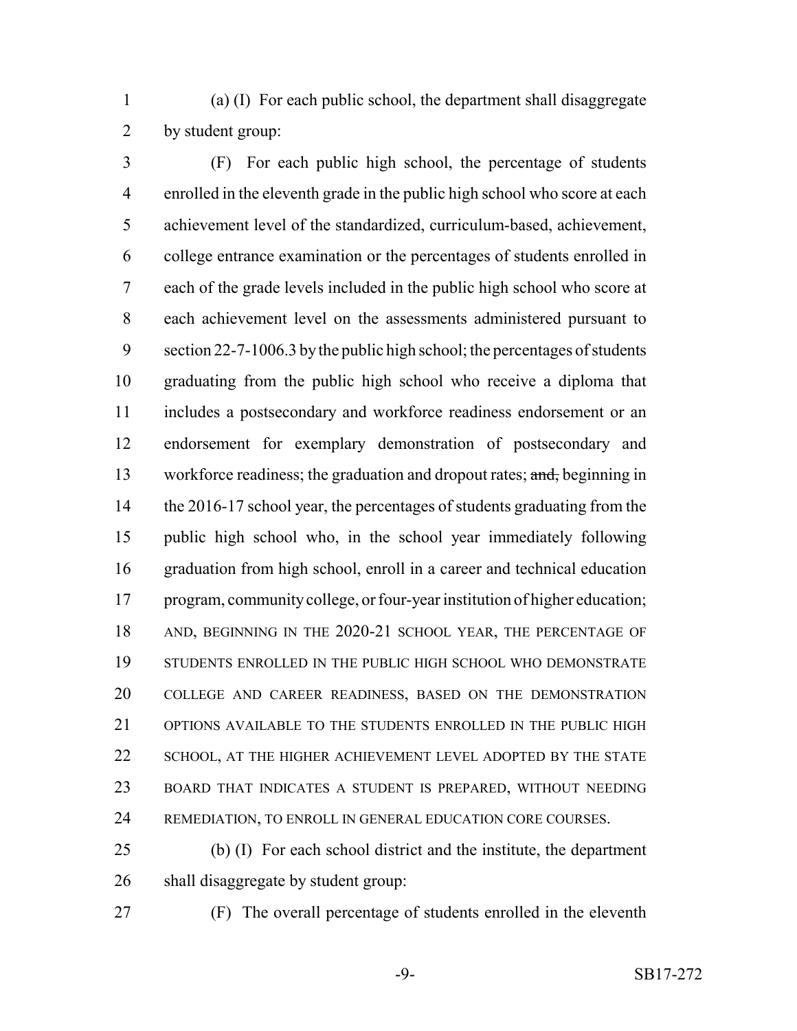(a) (I) For each public school, the department shall disaggregate by student group:

(F) For each public high school, the percentage of students enrolled in the eleventh grade in the public high school who score at each achievement level of the standardized, curriculum-based, achievement, college entrance examination or the percentages of students enrolled in each of the grade levels included in the public high school who score at each achievement level on the assessments administered pursuant to section 22-7-1006.3 by the public high school; the percentages of students graduating from the public high school who receive a diploma that includes a postsecondary and workforce readiness endorsement or an endorsement for exemplary demonstration of postsecondary and workforce readiness; the graduation and dropout rates; ~~and,~~ beginning in the 2016-17 school year, the percentages of students graduating from the public high school who, in the school year immediately following graduation from high school, enroll in a career and technical education program, community college, or four-year institution of higher education; AND, BEGINNING IN THE 2020-21 SCHOOL YEAR, THE PERCENTAGE OF STUDENTS ENROLLED IN THE PUBLIC HIGH SCHOOL WHO DEMONSTRATE COLLEGE AND CAREER READINESS, BASED ON THE DEMONSTRATION OPTIONS AVAILABLE TO THE STUDENTS ENROLLED IN THE PUBLIC HIGH SCHOOL, AT THE HIGHER ACHIEVEMENT LEVEL ADOPTED BY THE STATE BOARD THAT INDICATES A STUDENT IS PREPARED, WITHOUT NEEDING REMEDIATION, TO ENROLL IN GENERAL EDUCATION CORE COURSES.

(b) (I) For each school district and the institute, the department shall disaggregate by student group:

(F) The overall percentage of students enrolled in the eleventh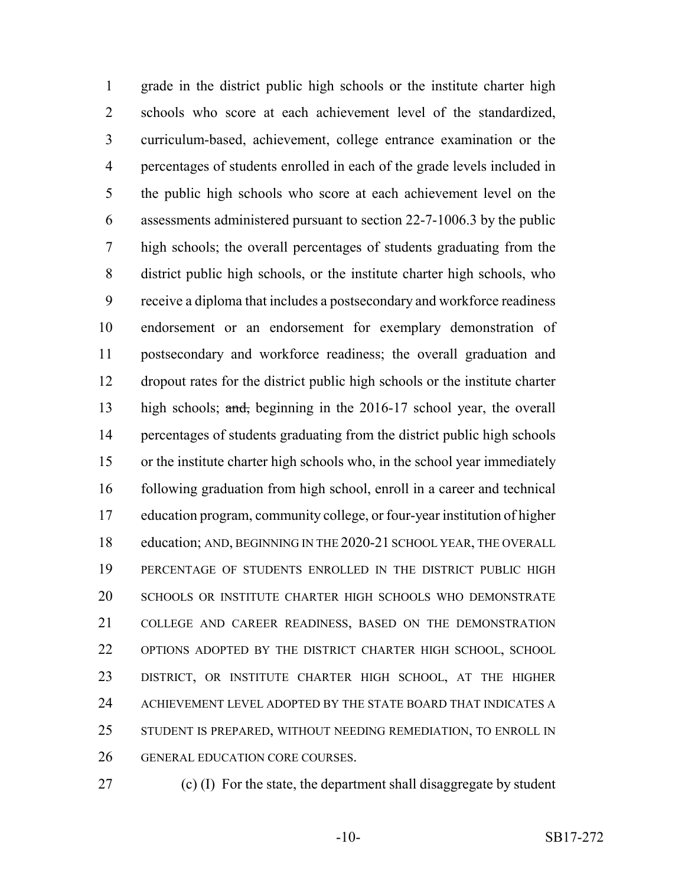grade in the district public high schools or the institute charter high schools who score at each achievement level of the standardized, curriculum-based, achievement, college entrance examination or the percentages of students enrolled in each of the grade levels included in the public high schools who score at each achievement level on the assessments administered pursuant to section 22-7-1006.3 by the public high schools; the overall percentages of students graduating from the district public high schools, or the institute charter high schools, who receive a diploma that includes a postsecondary and workforce readiness endorsement or an endorsement for exemplary demonstration of postsecondary and workforce readiness; the overall graduation and dropout rates for the district public high schools or the institute charter high schools; ~~and,~~ beginning in the 2016-17 school year, the overall percentages of students graduating from the district public high schools or the institute charter high schools who, in the school year immediately following graduation from high school, enroll in a career and technical education program, community college, or four-year institution of higher education; AND, BEGINNING IN THE 2020-21 SCHOOL YEAR, THE OVERALL PERCENTAGE OF STUDENTS ENROLLED IN THE DISTRICT PUBLIC HIGH SCHOOLS OR INSTITUTE CHARTER HIGH SCHOOLS WHO DEMONSTRATE COLLEGE AND CAREER READINESS, BASED ON THE DEMONSTRATION OPTIONS ADOPTED BY THE DISTRICT CHARTER HIGH SCHOOL, SCHOOL DISTRICT, OR INSTITUTE CHARTER HIGH SCHOOL, AT THE HIGHER ACHIEVEMENT LEVEL ADOPTED BY THE STATE BOARD THAT INDICATES A STUDENT IS PREPARED, WITHOUT NEEDING REMEDIATION, TO ENROLL IN GENERAL EDUCATION CORE COURSES.

(c) (I) For the state, the department shall disaggregate by student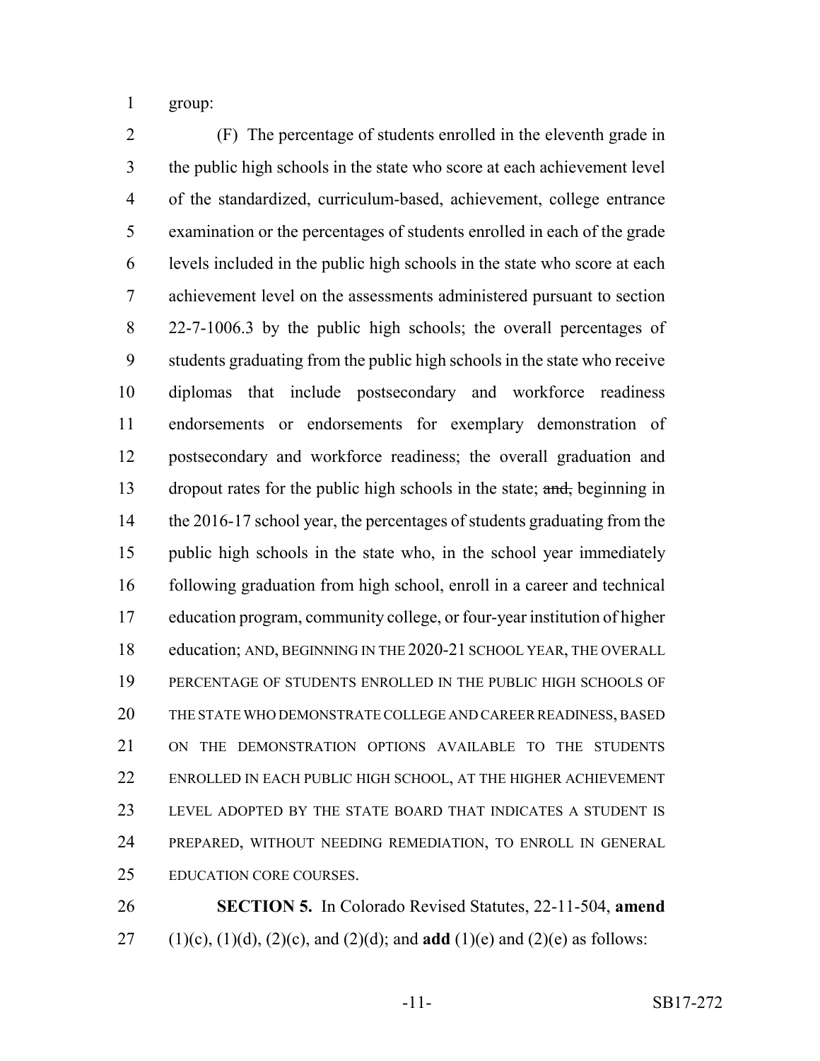group:

(F) The percentage of students enrolled in the eleventh grade in the public high schools in the state who score at each achievement level of the standardized, curriculum-based, achievement, college entrance examination or the percentages of students enrolled in each of the grade levels included in the public high schools in the state who score at each achievement level on the assessments administered pursuant to section 22-7-1006.3 by the public high schools; the overall percentages of students graduating from the public high schools in the state who receive diplomas that include postsecondary and workforce readiness endorsements or endorsements for exemplary demonstration of postsecondary and workforce readiness; the overall graduation and dropout rates for the public high schools in the state; ~~and,~~ beginning in the 2016-17 school year, the percentages of students graduating from the public high schools in the state who, in the school year immediately following graduation from high school, enroll in a career and technical education program, community college, or four-year institution of higher education; AND, BEGINNING IN THE 2020-21 SCHOOL YEAR, THE OVERALL PERCENTAGE OF STUDENTS ENROLLED IN THE PUBLIC HIGH SCHOOLS OF THE STATE WHO DEMONSTRATE COLLEGE AND CAREER READINESS, BASED ON THE DEMONSTRATION OPTIONS AVAILABLE TO THE STUDENTS ENROLLED IN EACH PUBLIC HIGH SCHOOL, AT THE HIGHER ACHIEVEMENT LEVEL ADOPTED BY THE STATE BOARD THAT INDICATES A STUDENT IS PREPARED, WITHOUT NEEDING REMEDIATION, TO ENROLL IN GENERAL EDUCATION CORE COURSES.

**SECTION 5.** In Colorado Revised Statutes, 22-11-504, **amend** (1)(c), (1)(d), (2)(c), and (2)(d); and **add** (1)(e) and (2)(e) as follows: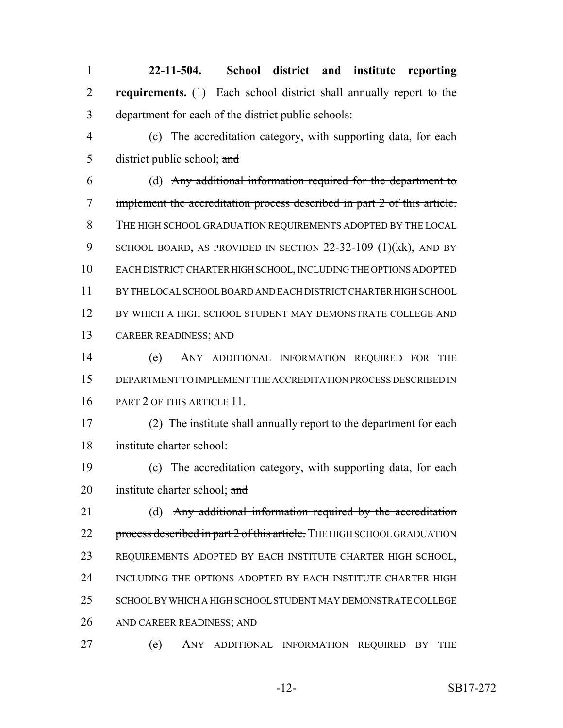**22-11-504. School district and institute reporting requirements.** (1) Each school district shall annually report to the department for each of the district public schools:

(c) The accreditation category, with supporting data, for each district public school; ~~and~~

(d) ~~Any additional information required for the department to implement the accreditation process described in part 2 of this article.~~ THE HIGH SCHOOL GRADUATION REQUIREMENTS ADOPTED BY THE LOCAL SCHOOL BOARD, AS PROVIDED IN SECTION 22-32-109 (1)(kk), AND BY EACH DISTRICT CHARTER HIGH SCHOOL, INCLUDING THE OPTIONS ADOPTED BY THE LOCAL SCHOOL BOARD AND EACH DISTRICT CHARTER HIGH SCHOOL BY WHICH A HIGH SCHOOL STUDENT MAY DEMONSTRATE COLLEGE AND CAREER READINESS; AND

(e) ANY ADDITIONAL INFORMATION REQUIRED FOR THE DEPARTMENT TO IMPLEMENT THE ACCREDITATION PROCESS DESCRIBED IN PART 2 OF THIS ARTICLE 11.

(2) The institute shall annually report to the department for each institute charter school:

(c) The accreditation category, with supporting data, for each institute charter school; ~~and~~

(d) ~~Any additional information required by the accreditation process described in part 2 of this article.~~ THE HIGH SCHOOL GRADUATION REQUIREMENTS ADOPTED BY EACH INSTITUTE CHARTER HIGH SCHOOL, INCLUDING THE OPTIONS ADOPTED BY EACH INSTITUTE CHARTER HIGH SCHOOL BY WHICH A HIGH SCHOOL STUDENT MAY DEMONSTRATE COLLEGE AND CAREER READINESS; AND

(e) ANY ADDITIONAL INFORMATION REQUIRED BY THE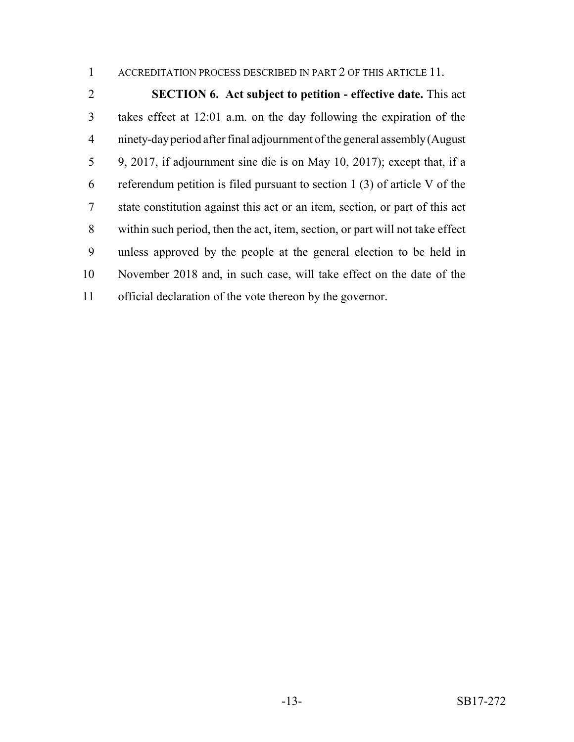ACCREDITATION PROCESS DESCRIBED IN PART 2 OF THIS ARTICLE 11.

**SECTION 6. Act subject to petition - effective date.** This act takes effect at 12:01 a.m. on the day following the expiration of the ninety-day period after final adjournment of the general assembly (August 9, 2017, if adjournment sine die is on May 10, 2017); except that, if a referendum petition is filed pursuant to section 1 (3) of article V of the state constitution against this act or an item, section, or part of this act within such period, then the act, item, section, or part will not take effect unless approved by the people at the general election to be held in November 2018 and, in such case, will take effect on the date of the official declaration of the vote thereon by the governor.